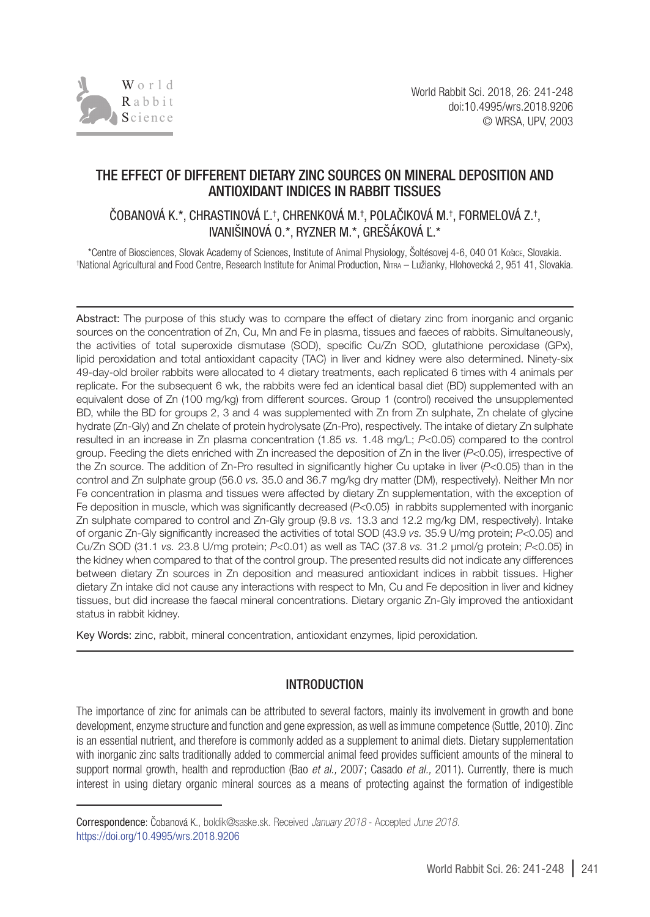# THE EFFECT OF DIFFERENT DIETARY ZINC SOURCES ON MINERAL DEPOSITION AND ANTIOXIDANT INDICES IN RABBIT TISSUES

ČOBANOVÁ K.*, CHRASTINOVÁ Ľ.†, CHRENKOVÁ M.†, POLAČIKOVÁ M.†, FORMELOVÁ Z.†, IVANIŠINOVÁ O.*, RYZNER M.*, GREŠÁKOVÁ Ľ.*

*Centre of Biosciences, Slovak Academy of Sciences, Institute of Animal Physiology, Šoltésovej 4-6, 040 01 Košice, Slovakia.
†National Agricultural and Food Centre, Research Institute for Animal Production, Nitra – Lužianky, Hlohovecká 2, 951 41, Slovakia.

Abstract: The purpose of this study was to compare the effect of dietary zinc from inorganic and organic sources on the concentration of Zn, Cu, Mn and Fe in plasma, tissues and faeces of rabbits. Simultaneously, the activities of total superoxide dismutase (SOD), specific Cu/Zn SOD, glutathione peroxidase (GPx), lipid peroxidation and total antioxidant capacity (TAC) in liver and kidney were also determined. Ninety-six 49-day-old broiler rabbits were allocated to 4 dietary treatments, each replicated 6 times with 4 animals per replicate. For the subsequent 6 wk, the rabbits were fed an identical basal diet (BD) supplemented with an equivalent dose of Zn (100 mg/kg) from different sources. Group 1 (control) received the unsupplemented BD, while the BD for groups 2, 3 and 4 was supplemented with Zn from Zn sulphate, Zn chelate of glycine hydrate (Zn-Gly) and Zn chelate of protein hydrolysate (Zn-Pro), respectively. The intake of dietary Zn sulphate resulted in an increase in Zn plasma concentration (1.85 *vs.* 1.48 mg/L; $P<0.05$) compared to the control group. Feeding the diets enriched with Zn increased the deposition of Zn in the liver ($P<0.05$), irrespective of the Zn source. The addition of Zn-Pro resulted in significantly higher Cu uptake in liver ($P<0.05$) than in the control and Zn sulphate group (56.0 *vs.* 35.0 and 36.7 mg/kg dry matter (DM), respectively). Neither Mn nor Fe concentration in plasma and tissues were affected by dietary Zn supplementation, with the exception of Fe deposition in muscle, which was significantly decreased ($P<0.05$) in rabbits supplemented with inorganic Zn sulphate compared to control and Zn-Gly group (9.8 *vs.* 13.3 and 12.2 mg/kg DM, respectively). Intake of organic Zn-Gly significantly increased the activities of total SOD (43.9 *vs.* 35.9 U/mg protein; $P<0.05$) and Cu/Zn SOD (31.1 *vs.* 23.8 U/mg protein; $P<0.01$) as well as TAC (37.8 *vs.* 31.2 µmol/g protein; $P<0.05$) in the kidney when compared to that of the control group. The presented results did not indicate any differences between dietary Zn sources in Zn deposition and measured antioxidant indices in rabbit tissues. Higher dietary Zn intake did not cause any interactions with respect to Mn, Cu and Fe deposition in liver and kidney tissues, but did increase the faecal mineral concentrations. Dietary organic Zn-Gly improved the antioxidant status in rabbit kidney.

Key Words: zinc, rabbit, mineral concentration, antioxidant enzymes, lipid peroxidation.

## INTRODUCTION

The importance of zinc for animals can be attributed to several factors, mainly its involvement in growth and bone development, enzyme structure and function and gene expression, as well as immune competence (Suttle, 2010). Zinc is an essential nutrient, and therefore is commonly added as a supplement to animal diets. Dietary supplementation with inorganic zinc salts traditionally added to commercial animal feed provides sufficient amounts of the mineral to support normal growth, health and reproduction (Bao *et al.,* 2007; Casado *et al.,* 2011). Currently, there is much interest in using dietary organic mineral sources as a means of protecting against the formation of indigestible

Correspondence: Čobanová K., boldik@saske.sk. Received *January 2018* - Accepted *June 2018.*
https://doi.org/10.4995/wrs.2018.9206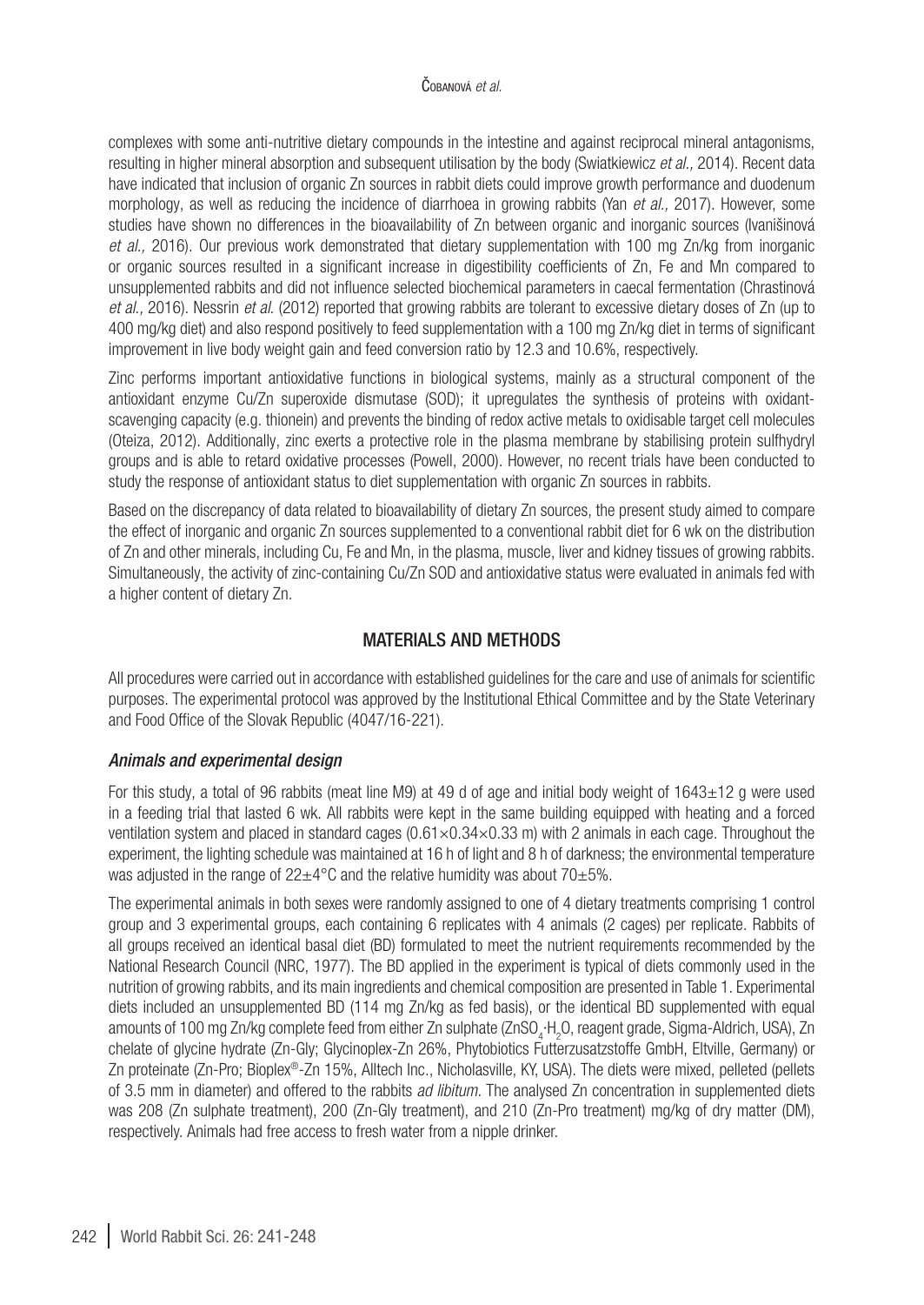complexes with some anti-nutritive dietary compounds in the intestine and against reciprocal mineral antagonisms, resulting in higher mineral absorption and subsequent utilisation by the body (Swiatkiewicz *et al.,* 2014). Recent data have indicated that inclusion of organic Zn sources in rabbit diets could improve growth performance and duodenum morphology, as well as reducing the incidence of diarrhoea in growing rabbits (Yan *et al.,* 2017). However, some studies have shown no differences in the bioavailability of Zn between organic and inorganic sources (Ivanišinová *et al.,* 2016). Our previous work demonstrated that dietary supplementation with 100 mg Zn/kg from inorganic or organic sources resulted in a significant increase in digestibility coefficients of Zn, Fe and Mn compared to unsupplemented rabbits and did not influence selected biochemical parameters in caecal fermentation (Chrastinová *et al.,* 2016). Nessrin *et al.* (2012) reported that growing rabbits are tolerant to excessive dietary doses of Zn (up to 400 mg/kg diet) and also respond positively to feed supplementation with a 100 mg Zn/kg diet in terms of significant improvement in live body weight gain and feed conversion ratio by 12.3 and 10.6%, respectively.

Zinc performs important antioxidative functions in biological systems, mainly as a structural component of the antioxidant enzyme Cu/Zn superoxide dismutase (SOD); it upregulates the synthesis of proteins with oxidant-scavenging capacity (e.g. thionein) and prevents the binding of redox active metals to oxidisable target cell molecules (Oteiza, 2012). Additionally, zinc exerts a protective role in the plasma membrane by stabilising protein sulfhydryl groups and is able to retard oxidative processes (Powell, 2000). However, no recent trials have been conducted to study the response of antioxidant status to diet supplementation with organic Zn sources in rabbits.

Based on the discrepancy of data related to bioavailability of dietary Zn sources, the present study aimed to compare the effect of inorganic and organic Zn sources supplemented to a conventional rabbit diet for 6 wk on the distribution of Zn and other minerals, including Cu, Fe and Mn, in the plasma, muscle, liver and kidney tissues of growing rabbits. Simultaneously, the activity of zinc-containing Cu/Zn SOD and antioxidative status were evaluated in animals fed with a higher content of dietary Zn.

## MATERIALS AND METHODS

All procedures were carried out in accordance with established guidelines for the care and use of animals for scientific purposes. The experimental protocol was approved by the Institutional Ethical Committee and by the State Veterinary and Food Office of the Slovak Republic (4047/16-221).

### *Animals and experimental design*

For this study, a total of 96 rabbits (meat line M9) at 49 d of age and initial body weight of 1643±12 g were used in a feeding trial that lasted 6 wk. All rabbits were kept in the same building equipped with heating and a forced ventilation system and placed in standard cages (0.61×0.34×0.33 m) with 2 animals in each cage. Throughout the experiment, the lighting schedule was maintained at 16 h of light and 8 h of darkness; the environmental temperature was adjusted in the range of 22±4°C and the relative humidity was about 70±5%.

The experimental animals in both sexes were randomly assigned to one of 4 dietary treatments comprising 1 control group and 3 experimental groups, each containing 6 replicates with 4 animals (2 cages) per replicate. Rabbits of all groups received an identical basal diet (BD) formulated to meet the nutrient requirements recommended by the National Research Council (NRC, 1977). The BD applied in the experiment is typical of diets commonly used in the nutrition of growing rabbits, and its main ingredients and chemical composition are presented in Table 1. Experimental diets included an unsupplemented BD (114 mg Zn/kg as fed basis), or the identical BD supplemented with equal amounts of 100 mg Zn/kg complete feed from either Zn sulphate ($ZnSO_4{\cdot}H_2O$, reagent grade, Sigma-Aldrich, USA), Zn chelate of glycine hydrate (Zn-Gly; Glycinoplex-Zn 26%, Phytobiotics Futterzusatzstoffe GmbH, Eltville, Germany) or Zn proteinate (Zn-Pro; Bioplex®-Zn 15%, Alltech Inc., Nicholasville, KY, USA). The diets were mixed, pelleted (pellets of 3.5 mm in diameter) and offered to the rabbits *ad libitum.* The analysed Zn concentration in supplemented diets was 208 (Zn sulphate treatment), 200 (Zn-Gly treatment), and 210 (Zn-Pro treatment) mg/kg of dry matter (DM), respectively. Animals had free access to fresh water from a nipple drinker.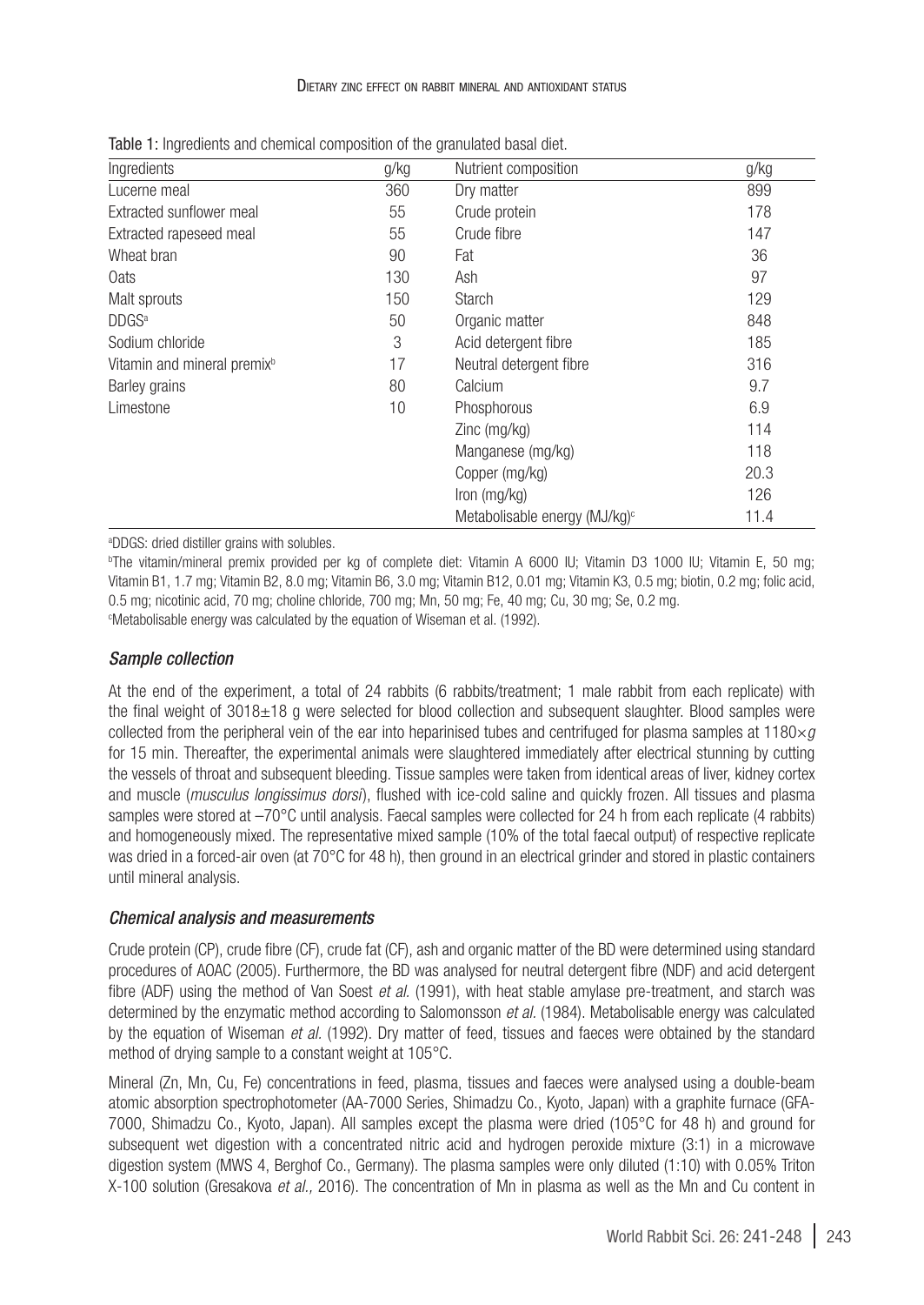Table 1: Ingredients and chemical composition of the granulated basal diet.

| Ingredients | g/kg | Nutrient composition | g/kg |
|---|---|---|---|
| Lucerne meal | 360 | Dry matter | 899 |
| Extracted sunflower meal | 55 | Crude protein | 178 |
| Extracted rapeseed meal | 55 | Crude fibre | 147 |
| Wheat bran | 90 | Fat | 36 |
| Oats | 130 | Ash | 97 |
| Malt sprouts | 150 | Starch | 129 |
| DDGS[a] | 50 | Organic matter | 848 |
| Sodium chloride | 3 | Acid detergent fibre | 185 |
| Vitamin and mineral premix[b] | 17 | Neutral detergent fibre | 316 |
| Barley grains | 80 | Calcium | 9.7 |
| Limestone | 10 | Phosphorous | 6.9 |
| | | Zinc (mg/kg) | 114 |
| | | Manganese (mg/kg) | 118 |
| | | Copper (mg/kg) | 20.3 |
| | | Iron (mg/kg) | 126 |
| | | Metabolisable energy (MJ/kg)[c] | 11.4 |

[a]DDGS: dried distiller grains with solubles.
[b]The vitamin/mineral premix provided per kg of complete diet: Vitamin A 6000 IU; Vitamin D3 1000 IU; Vitamin E, 50 mg; Vitamin B1, 1.7 mg; Vitamin B2, 8.0 mg; Vitamin B6, 3.0 mg; Vitamin B12, 0.01 mg; Vitamin K3, 0.5 mg; biotin, 0.2 mg; folic acid, 0.5 mg; nicotinic acid, 70 mg; choline chloride, 700 mg; Mn, 50 mg; Fe, 40 mg; Cu, 30 mg; Se, 0.2 mg.
[c]Metabolisable energy was calculated by the equation of Wiseman et al. (1992).

### *Sample collection*

At the end of the experiment, a total of 24 rabbits (6 rabbits/treatment; 1 male rabbit from each replicate) with the final weight of 3018±18 g were selected for blood collection and subsequent slaughter. Blood samples were collected from the peripheral vein of the ear into heparinised tubes and centrifuged for plasma samples at 1180×*g* for 15 min. Thereafter, the experimental animals were slaughtered immediately after electrical stunning by cutting the vessels of throat and subsequent bleeding. Tissue samples were taken from identical areas of liver, kidney cortex and muscle (*musculus longissimus dorsi*), flushed with ice-cold saline and quickly frozen. All tissues and plasma samples were stored at –70°C until analysis. Faecal samples were collected for 24 h from each replicate (4 rabbits) and homogeneously mixed. The representative mixed sample (10% of the total faecal output) of respective replicate was dried in a forced-air oven (at 70°C for 48 h), then ground in an electrical grinder and stored in plastic containers until mineral analysis.

### *Chemical analysis and measurements*

Crude protein (CP), crude fibre (CF), crude fat (CF), ash and organic matter of the BD were determined using standard procedures of AOAC (2005). Furthermore, the BD was analysed for neutral detergent fibre (NDF) and acid detergent fibre (ADF) using the method of Van Soest *et al.* (1991), with heat stable amylase pre-treatment, and starch was determined by the enzymatic method according to Salomonsson *et al.* (1984). Metabolisable energy was calculated by the equation of Wiseman *et al.* (1992). Dry matter of feed, tissues and faeces were obtained by the standard method of drying sample to a constant weight at 105°C.

Mineral (Zn, Mn, Cu, Fe) concentrations in feed, plasma, tissues and faeces were analysed using a double-beam atomic absorption spectrophotometer (AA-7000 Series, Shimadzu Co., Kyoto, Japan) with a graphite furnace (GFA-7000, Shimadzu Co., Kyoto, Japan). All samples except the plasma were dried (105°C for 48 h) and ground for subsequent wet digestion with a concentrated nitric acid and hydrogen peroxide mixture (3:1) in a microwave digestion system (MWS 4, Berghof Co., Germany). The plasma samples were only diluted (1:10) with 0.05% Triton X-100 solution (Gresakova *et al.,* 2016). The concentration of Mn in plasma as well as the Mn and Cu content in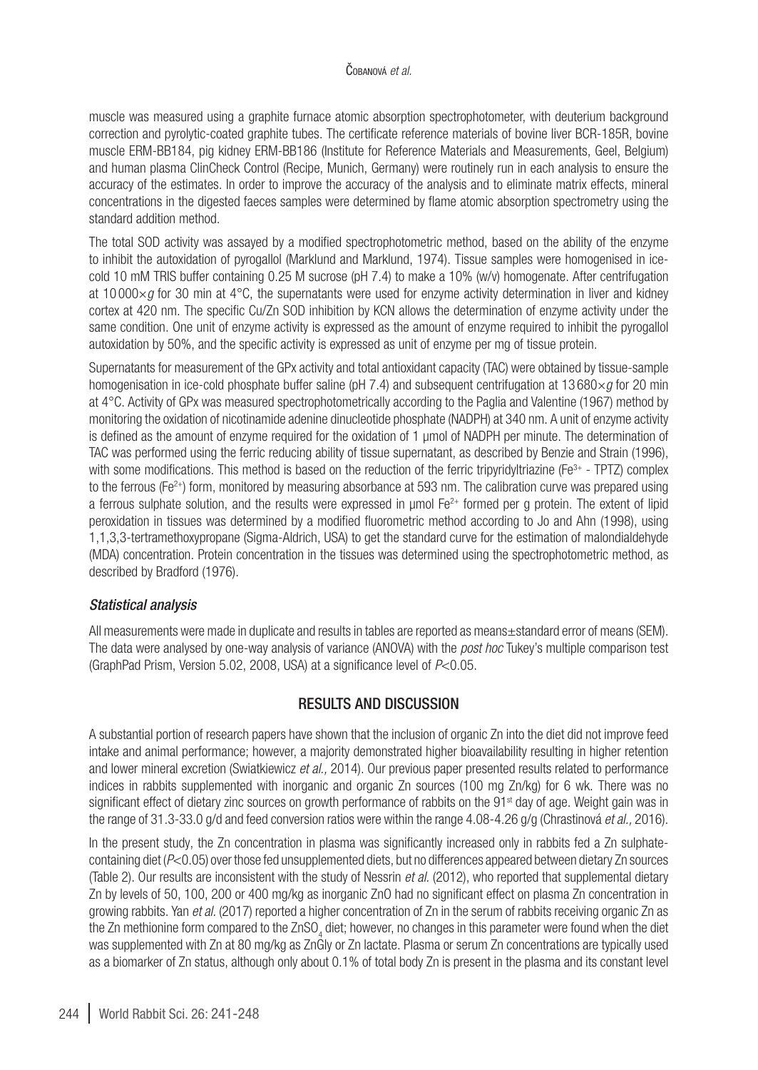muscle was measured using a graphite furnace atomic absorption spectrophotometer, with deuterium background correction and pyrolytic-coated graphite tubes. The certificate reference materials of bovine liver BCR-185R, bovine muscle ERM-BB184, pig kidney ERM-BB186 (Institute for Reference Materials and Measurements, Geel, Belgium) and human plasma ClinCheck Control (Recipe, Munich, Germany) were routinely run in each analysis to ensure the accuracy of the estimates. In order to improve the accuracy of the analysis and to eliminate matrix effects, mineral concentrations in the digested faeces samples were determined by flame atomic absorption spectrometry using the standard addition method.

The total SOD activity was assayed by a modified spectrophotometric method, based on the ability of the enzyme to inhibit the autoxidation of pyrogallol (Marklund and Marklund, 1974). Tissue samples were homogenised in ice-cold 10 mM TRIS buffer containing 0.25 M sucrose (pH 7.4) to make a 10% (w/v) homogenate. After centrifugation at 10 000×*g* for 30 min at 4°C, the supernatants were used for enzyme activity determination in liver and kidney cortex at 420 nm. The specific Cu/Zn SOD inhibition by KCN allows the determination of enzyme activity under the same condition. One unit of enzyme activity is expressed as the amount of enzyme required to inhibit the pyrogallol autoxidation by 50%, and the specific activity is expressed as unit of enzyme per mg of tissue protein.

Supernatants for measurement of the GPx activity and total antioxidant capacity (TAC) were obtained by tissue-sample homogenisation in ice-cold phosphate buffer saline (pH 7.4) and subsequent centrifugation at 13 680×*g* for 20 min at 4°C. Activity of GPx was measured spectrophotometrically according to the Paglia and Valentine (1967) method by monitoring the oxidation of nicotinamide adenine dinucleotide phosphate (NADPH) at 340 nm. A unit of enzyme activity is defined as the amount of enzyme required for the oxidation of 1 μmol of NADPH per minute. The determination of TAC was performed using the ferric reducing ability of tissue supernatant, as described by Benzie and Strain (1996), with some modifications. This method is based on the reduction of the ferric tripyridyltriazine ($Fe^{3+}$ - TPTZ) complex to the ferrous ($Fe^{2+}$) form, monitored by measuring absorbance at 593 nm. The calibration curve was prepared using a ferrous sulphate solution, and the results were expressed in μmol $Fe^{2+}$ formed per g protein. The extent of lipid peroxidation in tissues was determined by a modified fluorometric method according to Jo and Ahn (1998), using 1,1,3,3-tertramethoxypropane (Sigma-Aldrich, USA) to get the standard curve for the estimation of malondialdehyde (MDA) concentration. Protein concentration in the tissues was determined using the spectrophotometric method, as described by Bradford (1976).

### *Statistical analysis*

All measurements were made in duplicate and results in tables are reported as means±standard error of means (SEM). The data were analysed by one-way analysis of variance (ANOVA) with the *post hoc* Tukey's multiple comparison test (GraphPad Prism, Version 5.02, 2008, USA) at a significance level of $P<0.05$.

## RESULTS AND DISCUSSION

A substantial portion of research papers have shown that the inclusion of organic Zn into the diet did not improve feed intake and animal performance; however, a majority demonstrated higher bioavailability resulting in higher retention and lower mineral excretion (Swiatkiewicz *et al.,* 2014). Our previous paper presented results related to performance indices in rabbits supplemented with inorganic and organic Zn sources (100 mg Zn/kg) for 6 wk. There was no significant effect of dietary zinc sources on growth performance of rabbits on the 91st day of age. Weight gain was in the range of 31.3-33.0 g/d and feed conversion ratios were within the range 4.08-4.26 g/g (Chrastinová *et al.,* 2016).

In the present study, the Zn concentration in plasma was significantly increased only in rabbits fed a Zn sulphate-containing diet ($P<0.05$) over those fed unsupplemented diets, but no differences appeared between dietary Zn sources (Table 2). Our results are inconsistent with the study of Nessrin *et al.* (2012), who reported that supplemental dietary Zn by levels of 50, 100, 200 or 400 mg/kg as inorganic ZnO had no significant effect on plasma Zn concentration in growing rabbits. Yan *et al.* (2017) reported a higher concentration of Zn in the serum of rabbits receiving organic Zn as the Zn methionine form compared to the $ZnSO_4$ diet; however, no changes in this parameter were found when the diet was supplemented with Zn at 80 mg/kg as ZnGly or Zn lactate. Plasma or serum Zn concentrations are typically used as a biomarker of Zn status, although only about 0.1% of total body Zn is present in the plasma and its constant level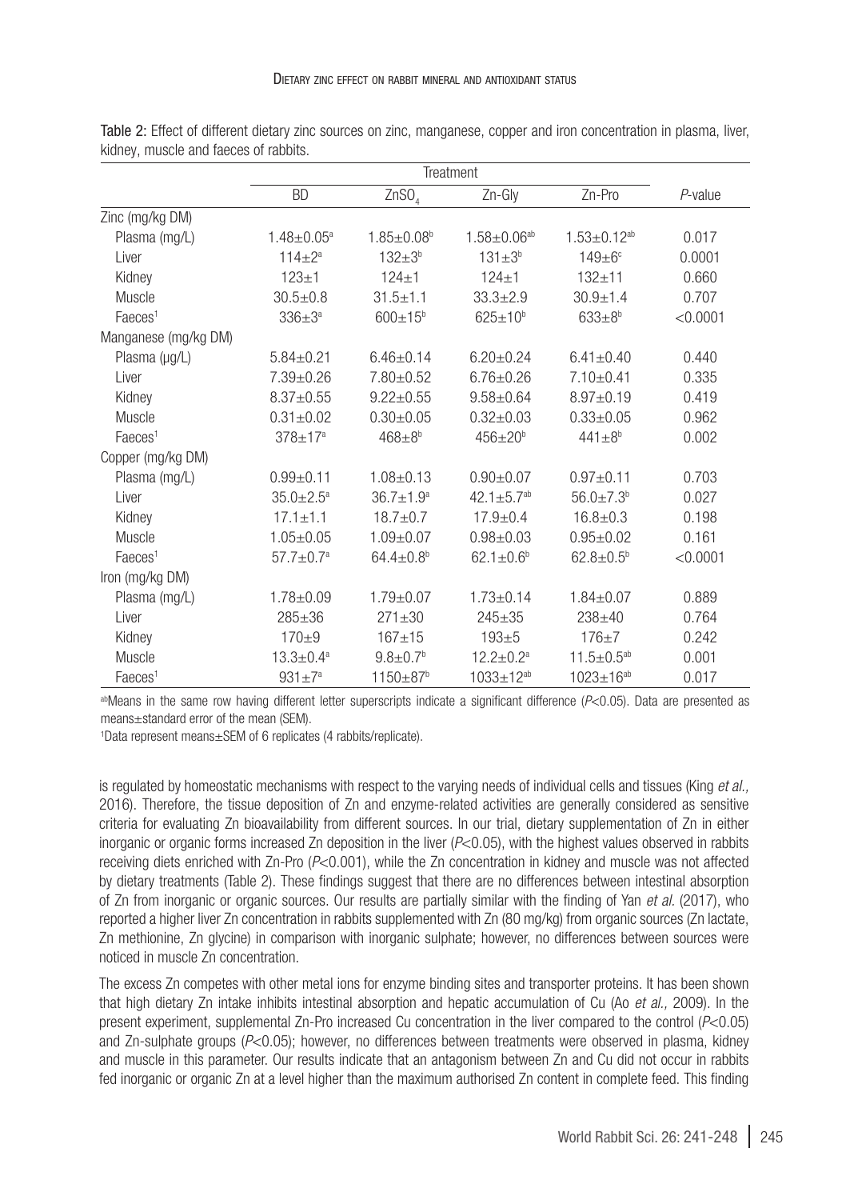Table 2: Effect of different dietary zinc sources on zinc, manganese, copper and iron concentration in plasma, liver, kidney, muscle and faeces of rabbits.

| | Treatment | | | | |
|---|---|---|---|---|---|
| | BD | $ZnSO_4$ | Zn-Gly | Zn-Pro | *P*-value |
| Zinc (mg/kg DM) | | | | | |
| Plasma (mg/L) | 1.48±0.05[a] | 1.85±0.08[b] | 1.58±0.06[ab] | 1.53±0.12[ab] | 0.017 |
| Liver | 114±2[a] | 132±3[b] | 131±3[b] | 149±6[c] | 0.0001 |
| Kidney | 123±1 | 124±1 | 124±1 | 132±11 | 0.660 |
| Muscle | 30.5±0.8 | 31.5±1.1 | 33.3±2.9 | 30.9±1.4 | 0.707 |
| Faeces[1] | 336±3[a] | 600±15[b] | 625±10[b] | 633±8[b] | <0.0001 |
| Manganese (mg/kg DM) | | | | | |
| Plasma (μg/L) | 5.84±0.21 | 6.46±0.14 | 6.20±0.24 | 6.41±0.40 | 0.440 |
| Liver | 7.39±0.26 | 7.80±0.52 | 6.76±0.26 | 7.10±0.41 | 0.335 |
| Kidney | 8.37±0.55 | 9.22±0.55 | 9.58±0.64 | 8.97±0.19 | 0.419 |
| Muscle | 0.31±0.02 | 0.30±0.05 | 0.32±0.03 | 0.33±0.05 | 0.962 |
| Faeces[1] | 378±17[a] | 468±8[b] | 456±20[b] | 441±8[b] | 0.002 |
| Copper (mg/kg DM) | | | | | |
| Plasma (mg/L) | 0.99±0.11 | 1.08±0.13 | 0.90±0.07 | 0.97±0.11 | 0.703 |
| Liver | 35.0±2.5[a] | 36.7±1.9[a] | 42.1±5.7[ab] | 56.0±7.3[b] | 0.027 |
| Kidney | 17.1±1.1 | 18.7±0.7 | 17.9±0.4 | 16.8±0.3 | 0.198 |
| Muscle | 1.05±0.05 | 1.09±0.07 | 0.98±0.03 | 0.95±0.02 | 0.161 |
| Faeces[1] | 57.7±0.7[a] | 64.4±0.8[b] | 62.1±0.6[b] | 62.8±0.5[b] | <0.0001 |
| Iron (mg/kg DM) | | | | | |
| Plasma (mg/L) | 1.78±0.09 | 1.79±0.07 | 1.73±0.14 | 1.84±0.07 | 0.889 |
| Liver | 285±36 | 271±30 | 245±35 | 238±40 | 0.764 |
| Kidney | 170±9 | 167±15 | 193±5 | 176±7 | 0.242 |
| Muscle | 13.3±0.4[a] | 9.8±0.7[b] | 12.2±0.2[a] | 11.5±0.5[ab] | 0.001 |
| Faeces[1] | 931±7[a] | 1150±87[b] | 1033±12[ab] | 1023±16[ab] | 0.017 |

[ab]Means in the same row having different letter superscripts indicate a significant difference ($P<0.05$). Data are presented as means±standard error of the mean (SEM).

[1]Data represent means±SEM of 6 replicates (4 rabbits/replicate).

is regulated by homeostatic mechanisms with respect to the varying needs of individual cells and tissues (King *et al.,* 2016). Therefore, the tissue deposition of Zn and enzyme-related activities are generally considered as sensitive criteria for evaluating Zn bioavailability from different sources. In our trial, dietary supplementation of Zn in either inorganic or organic forms increased Zn deposition in the liver ($P<0.05$), with the highest values observed in rabbits receiving diets enriched with Zn-Pro ($P<0.001$), while the Zn concentration in kidney and muscle was not affected by dietary treatments (Table 2). These findings suggest that there are no differences between intestinal absorption of Zn from inorganic or organic sources. Our results are partially similar with the finding of Yan *et al.* (2017), who reported a higher liver Zn concentration in rabbits supplemented with Zn (80 mg/kg) from organic sources (Zn lactate, Zn methionine, Zn glycine) in comparison with inorganic sulphate; however, no differences between sources were noticed in muscle Zn concentration.

The excess Zn competes with other metal ions for enzyme binding sites and transporter proteins. It has been shown that high dietary Zn intake inhibits intestinal absorption and hepatic accumulation of Cu (Ao *et al.,* 2009). In the present experiment, supplemental Zn-Pro increased Cu concentration in the liver compared to the control ($P<0.05$) and Zn-sulphate groups ($P<0.05$); however, no differences between treatments were observed in plasma, kidney and muscle in this parameter. Our results indicate that an antagonism between Zn and Cu did not occur in rabbits fed inorganic or organic Zn at a level higher than the maximum authorised Zn content in complete feed. This finding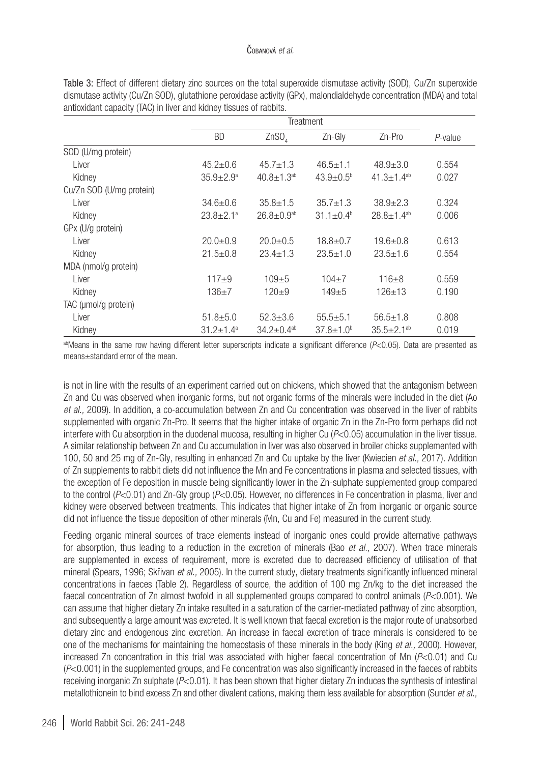Table 3: Effect of different dietary zinc sources on the total superoxide dismutase activity (SOD), Cu/Zn superoxide dismutase activity (Cu/Zn SOD), glutathione peroxidase activity (GPx), malondialdehyde concentration (MDA) and total antioxidant capacity (TAC) in liver and kidney tissues of rabbits.

| | Treatment | | | | |
|---|---|---|---|---|---|
| | BD | $ZnSO_4$ | Zn-Gly | Zn-Pro | *P*-value |
| SOD (U/mg protein) | | | | | |
| Liver | 45.2±0.6 | 45.7±1.3 | 46.5±1.1 | 48.9±3.0 | 0.554 |
| Kidney | 35.9±2.9[a] | 40.8±1.3[ab] | 43.9±0.5[b] | 41.3±1.4[ab] | 0.027 |
| Cu/Zn SOD (U/mg protein) | | | | | |
| Liver | 34.6±0.6 | 35.8±1.5 | 35.7±1.3 | 38.9±2.3 | 0.324 |
| Kidney | 23.8±2.1[a] | 26.8±0.9[ab] | 31.1±0.4[b] | 28.8±1.4[ab] | 0.006 |
| GPx (U/g protein) | | | | | |
| Liver | 20.0±0.9 | 20.0±0.5 | 18.8±0.7 | 19.6±0.8 | 0.613 |
| Kidney | 21.5±0.8 | 23.4±1.3 | 23.5±1.0 | 23.5±1.6 | 0.554 |
| MDA (nmol/g protein) | | | | | |
| Liver | 117±9 | 109±5 | 104±7 | 116±8 | 0.559 |
| Kidney | 136±7 | 120±9 | 149±5 | 126±13 | 0.190 |
| TAC (µmol/g protein) | | | | | |
| Liver | 51.8±5.0 | 52.3±3.6 | 55.5±5.1 | 56.5±1.8 | 0.808 |
| Kidney | 31.2±1.4[a] | 34.2±0.4[ab] | 37.8±1.0[b] | 35.5±2.1[ab] | 0.019 |

[ab]Means in the same row having different letter superscripts indicate a significant difference ($P<0.05$). Data are presented as means±standard error of the mean.

is not in line with the results of an experiment carried out on chickens, which showed that the antagonism between Zn and Cu was observed when inorganic forms, but not organic forms of the minerals were included in the diet (Ao *et al.,* 2009). In addition, a co-accumulation between Zn and Cu concentration was observed in the liver of rabbits supplemented with organic Zn-Pro. It seems that the higher intake of organic Zn in the Zn-Pro form perhaps did not interfere with Cu absorption in the duodenal mucosa, resulting in higher Cu ($P<0.05$) accumulation in the liver tissue. A similar relationship between Zn and Cu accumulation in liver was also observed in broiler chicks supplemented with 100, 50 and 25 mg of Zn-Gly, resulting in enhanced Zn and Cu uptake by the liver (Kwiecien *et al.,* 2017). Addition of Zn supplements to rabbit diets did not influence the Mn and Fe concentrations in plasma and selected tissues, with the exception of Fe deposition in muscle being significantly lower in the Zn-sulphate supplemented group compared to the control ($P<0.01$) and Zn-Gly group ($P<0.05$). However, no differences in Fe concentration in plasma, liver and kidney were observed between treatments. This indicates that higher intake of Zn from inorganic or organic source did not influence the tissue deposition of other minerals (Mn, Cu and Fe) measured in the current study.

Feeding organic mineral sources of trace elements instead of inorganic ones could provide alternative pathways for absorption, thus leading to a reduction in the excretion of minerals (Bao *et al.,* 2007). When trace minerals are supplemented in excess of requirement, more is excreted due to decreased efficiency of utilisation of that mineral (Spears, 1996; Skřivan *et al.,* 2005). In the current study, dietary treatments significantly influenced mineral concentrations in faeces (Table 2). Regardless of source, the addition of 100 mg Zn/kg to the diet increased the faecal concentration of Zn almost twofold in all supplemented groups compared to control animals ($P<0.001$). We can assume that higher dietary Zn intake resulted in a saturation of the carrier-mediated pathway of zinc absorption, and subsequently a large amount was excreted. It is well known that faecal excretion is the major route of unabsorbed dietary zinc and endogenous zinc excretion. An increase in faecal excretion of trace minerals is considered to be one of the mechanisms for maintaining the homeostasis of these minerals in the body (King *et al.,* 2000). However, increased Zn concentration in this trial was associated with higher faecal concentration of Mn ($P<0.01$) and Cu ($P<0.001$) in the supplemented groups, and Fe concentration was also significantly increased in the faeces of rabbits receiving inorganic Zn sulphate ($P<0.01$). It has been shown that higher dietary Zn induces the synthesis of intestinal metallothionein to bind excess Zn and other divalent cations, making them less available for absorption (Sunder *et al.,*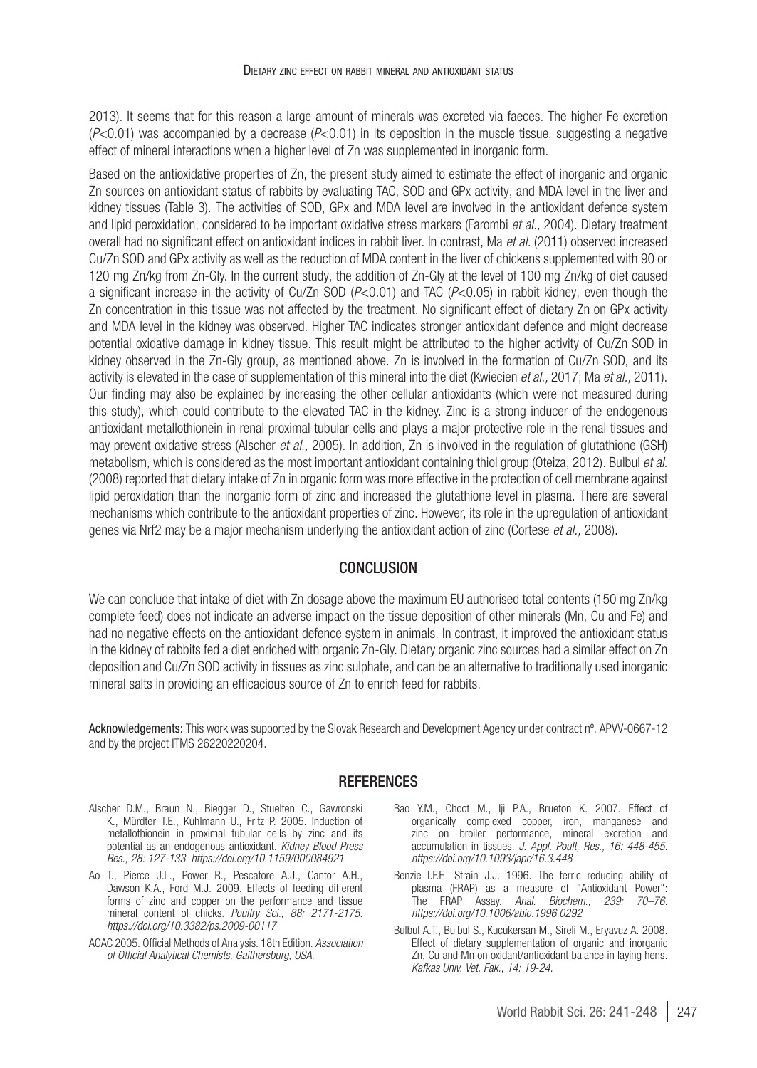2013). It seems that for this reason a large amount of minerals was excreted via faeces. The higher Fe excretion ($P$<0.01) was accompanied by a decrease ($P$<0.01) in its deposition in the muscle tissue, suggesting a negative effect of mineral interactions when a higher level of Zn was supplemented in inorganic form.

Based on the antioxidative properties of Zn, the present study aimed to estimate the effect of inorganic and organic Zn sources on antioxidant status of rabbits by evaluating TAC, SOD and GPx activity, and MDA level in the liver and kidney tissues (Table 3). The activities of SOD, GPx and MDA level are involved in the antioxidant defence system and lipid peroxidation, considered to be important oxidative stress markers (Farombi *et al.,* 2004). Dietary treatment overall had no significant effect on antioxidant indices in rabbit liver. In contrast, Ma *et al.* (2011) observed increased Cu/Zn SOD and GPx activity as well as the reduction of MDA content in the liver of chickens supplemented with 90 or 120 mg Zn/kg from Zn-Gly. In the current study, the addition of Zn-Gly at the level of 100 mg Zn/kg of diet caused a significant increase in the activity of Cu/Zn SOD ($P$<0.01) and TAC ($P$<0.05) in rabbit kidney, even though the Zn concentration in this tissue was not affected by the treatment. No significant effect of dietary Zn on GPx activity and MDA level in the kidney was observed. Higher TAC indicates stronger antioxidant defence and might decrease potential oxidative damage in kidney tissue. This result might be attributed to the higher activity of Cu/Zn SOD in kidney observed in the Zn-Gly group, as mentioned above. Zn is involved in the formation of Cu/Zn SOD, and its activity is elevated in the case of supplementation of this mineral into the diet (Kwiecien *et al.,* 2017; Ma *et al.,* 2011). Our finding may also be explained by increasing the other cellular antioxidants (which were not measured during this study), which could contribute to the elevated TAC in the kidney. Zinc is a strong inducer of the endogenous antioxidant metallothionein in renal proximal tubular cells and plays a major protective role in the renal tissues and may prevent oxidative stress (Alscher *et al.,* 2005). In addition, Zn is involved in the regulation of glutathione (GSH) metabolism, which is considered as the most important antioxidant containing thiol group (Oteiza, 2012). Bulbul *et al.* (2008) reported that dietary intake of Zn in organic form was more effective in the protection of cell membrane against lipid peroxidation than the inorganic form of zinc and increased the glutathione level in plasma. There are several mechanisms which contribute to the antioxidant properties of zinc. However, its role in the upregulation of antioxidant genes via Nrf2 may be a major mechanism underlying the antioxidant action of zinc (Cortese *et al.,* 2008).

## CONCLUSION

We can conclude that intake of diet with Zn dosage above the maximum EU authorised total contents (150 mg Zn/kg complete feed) does not indicate an adverse impact on the tissue deposition of other minerals (Mn, Cu and Fe) and had no negative effects on the antioxidant defence system in animals. In contrast, it improved the antioxidant status in the kidney of rabbits fed a diet enriched with organic Zn-Gly. Dietary organic zinc sources had a similar effect on Zn deposition and Cu/Zn SOD activity in tissues as zinc sulphate, and can be an alternative to traditionally used inorganic mineral salts in providing an efficacious source of Zn to enrich feed for rabbits.

**Acknowledgements:** This work was supported by the Slovak Research and Development Agency under contract nº. APVV-0667-12 and by the project ITMS 26220220204.

## REFERENCES

Alscher D.M., Braun N., Biegger D., Stuelten C., Gawronski K., Mürdter T.E., Kuhlmann U., Fritz P. 2005. Induction of metallothionein in proximal tubular cells by zinc and its potential as an endogenous antioxidant. *Kidney Blood Press Res., 28: 127-133. https://doi.org/10.1159/000084921*

Ao T., Pierce J.L., Power R., Pescatore A.J., Cantor A.H., Dawson K.A., Ford M.J. 2009. Effects of feeding different forms of zinc and copper on the performance and tissue mineral content of chicks. *Poultry Sci., 88: 2171-2175. https://doi.org/10.3382/ps.2009-00117*

AOAC 2005. Official Methods of Analysis. 18th Edition. *Association of Official Analytical Chemists, Gaithersburg, USA.*

Bao Y.M., Choct M., Iji P.A., Brueton K. 2007. Effect of organically complexed copper, iron, manganese and zinc on broiler performance, mineral excretion and accumulation in tissues. *J. Appl. Poult, Res., 16: 448-455. https://doi.org/10.1093/japr/16.3.448*

Benzie I.F.F., Strain J.J. 1996. The ferric reducing ability of plasma (FRAP) as a measure of "Antioxidant Power": The FRAP Assay. *Anal. Biochem., 239: 70–76. https://doi.org/10.1006/abio.1996.0292*

Bulbul A.T., Bulbul S., Kucukersan M., Sireli M., Eryavuz A. 2008. Effect of dietary supplementation of organic and inorganic Zn, Cu and Mn on oxidant/antioxidant balance in laying hens. *Kafkas Univ. Vet. Fak., 14: 19-24.*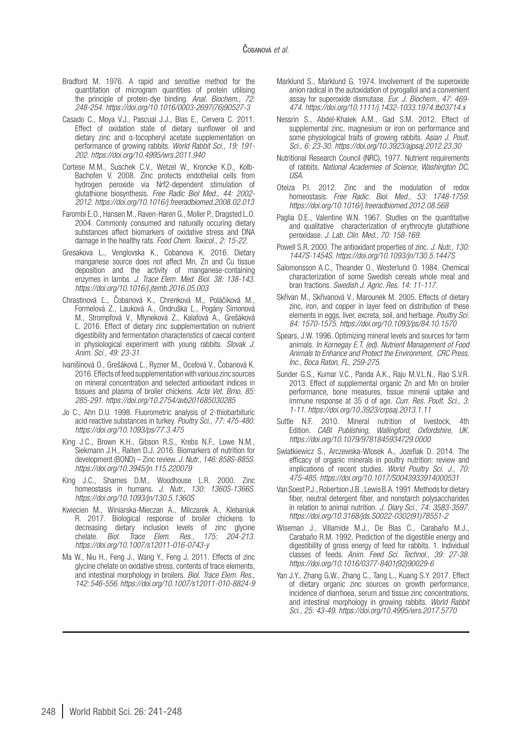Bradford M. 1976. A rapid and sensitive method for the quantitation of microgram quantities of protein utilising the principle of protein-dye binding. *Anal. Biochem., 72: 248-254. https://doi.org/10.1016/0003-2697(76)90527-3*

Casado C., Moya V.J., Pascual J.J., Blas E., Cervera C. 2011. Effect of oxidation state of dietary sunflower oil and dietary zinc and α-tocopheryl acetate supplementation on performance of growing rabbits. *World Rabbit Sci., 19: 191-202. https://doi.org/10.4995/wrs.2011.940*

Cortese M.M., Suschek C.V., Wetzel W., Kroncke K.D., Kolb-Bachofen V. 2008. Zinc protects endothelial cells from hydrogen peroxide via Nrf2-dependent stimulation of glutathione biosynthesis. *Free Radic Biol Med., 44: 2002-2012. https://doi.org/10.1016/j.freeradbiomed.2008.02.013*

Farombi E.O., Hansen M., Raven-Haren G., Moller P., Dragsted L.O. 2004. Commonly consumed and naturally occuring dietary substances affect biomarkers of oxidative stress and DNA damage in the healthy rats. *Food Chem. Toxicol., 2: 15-22.*

Gresakova L., Venglovska K., Cobanova K. 2016. Dietary manganese source does not affect Mn, Zn and Cu tissue deposition and the activity of manganese-containing enzymes in lambs. *J. Trace Elem. Med. Biol. 38: 138-143. https://doi.org/10.1016/j.jtemb.2016.05.003*

Chrastinová Ľ., Čobanová K., Chrenková M., Poláčiková M., Formelová Z., Lauková A., Ondruška Ľ., Pogány Simonová M., Strompfová V., Mlyneková Z., Kalafová A., Grešáková Ľ. 2016. Effect of dietary zinc supplementation on nutrient digestibility and fermentation characteristics of caecal content in physiological experiment with young rabbits. *Slovak J. Anim. Sci., 49: 23-31.*

Ivanišinová O., Grešáková Ľ., Ryzner M., Oceľová V., Čobanová K. 2016. Effects of feed supplementation with various zinc sources on mineral concentration and selected antioxidant indices in tissues and plasma of broiler chickens. *Acta Vet. Brno, 85: 285-291. https://doi.org/10.2754/avb201685030285*

Jo C., Ahn D.U. 1998. Fluorometric analysis of 2-thiobarbituric acid reactive substances in turkey. *Poultry Sci., 77: 475-480. https://doi.org/10.1093/ps/77.3.475*

King J.C., Brown K.H., Gibson R.S., Krebs N.F., Lowe N.M., Siekmann J.H., Raiten D.J. 2016. Biomarkers of nutrition for development (BOND) – Zinc review. *J. Nutr., 146: 858S-885S. https://doi.org/10.3945/jn.115.220079*

King J.C., Shames D.M., Woodhouse L.R. 2000. Zinc homeostasis in humans. *J. Nutr., 130: 1360S-1366S. https://doi.org/10.1093/jn/130.5.1360S*

Kwiecien M., Winiarska-Mieczan A., Milczarek A., Klebaniuk R. 2017. Biological response of broiler chickens to decreasing dietary inclusion levels of zinc glycine chelate. *Biol. Trace Elem. Res., 175: 204-213. https://doi.org/10.1007/s12011-016-0743-y*

Ma W., Niu H., Feng J., Wang Y., Feng J. 2011. Effects of zinc glycine chelate on oxidative stress, contents of trace elements, and intestinal morphology in broilers. *Biol. Trace Elem. Res., 142: 546-556. https://doi.org/10.1007/s12011-010-8824-9*

Marklund S., Marklund G. 1974. Involvement of the superoxide anion radical in the autoxidation of pyrogallol and a convenient assay for superoxide dismutase. *Eur. J. Biochem., 47: 469-474. https://doi.org/10.1111/j.1432-1033.1974.tb03714.x*

Nessrin S., Abdel-Khalek A.M., Gad S.M. 2012. Effect of supplemental zinc, magnesium or iron on performance and some physiological traits of growing rabbits. *Asian J. Poult. Sci., 6: 23-30. https://doi.org/10.3923/ajpsaj.2012.23.30*

Nutritional Research Council (NRC), 1977. Nutrient requirements of rabbits. *National Academies of Science, Washington DC, USA.*

Oteiza P.I. 2012. Zinc and the modulation of redox homeostasis. *Free Radic. Biol. Med., 53: 1748-1759. https://doi.org/10.1016/j.freeradbiomed.2012.08.568*

Paglia D.E., Valentine W.N. 1967. Studies on the quantitative and qualitative characterization of erythrocyte glutathione peroxidase. *J. Lab. Clin. Med., 70: 158-169.*

Powell S.R. 2000. The antioxidant properties of zinc. *J. Nutr., 130: 1447S-1454S. https://doi.org/10.1093/jn/130.5.1447S*

Salomonsson A.C., Theander O., Westerlund O. 1984. Chemical characterization of some Swedish cereals whole meal and bran fractions. *Swedish J. Agric. Res. 14: 11-117.*

Skřivan M., Skřivanová V., Marounek M. 2005. Effects of dietary zinc, iron, and copper in layer feed on distribution of these elements in eggs, liver, excreta, soil, and herbage. *Poultry Sci. 84: 1570-1575. https://doi.org/10.1093/ps/84.10.1570*

Spears, J.W. 1996. Optimizing mineral levels and sources for farm animals. *In Kornegay E.T. (ed). Nutrient Management of Food Animals to Enhance and Protect the Environment, CRC Press, Inc., Boca Raton, FL, 259-275.*

Sunder G.S., Kumar V.C., Panda A.K., Raju M.V.L.N., Rao S.V.R. 2013. Effect of supplemental organic Zn and Mn on broiler performance, bone measures, tissue mineral uptake and immune response at 35 d of age. *Curr. Res. Poult. Sci., 3: 1-11. https://doi.org/10.3923/crpsaj.2013.1.11*

Suttle N.F. 2010. Mineral nutrition of livestock, 4th Edition. *CABI Publishing, Wallingford, Oxfordshire, UK. https://doi.org/10.1079/9781845934729.0000*

Swiatkiewicz S., Arczewska-Wlosek A., Jozefiak D. 2014. The efficacy of organic minerals in poultry nutrition: review and implications of recent studies. *World Poultry Sci. J., 70: 475-485. https://doi.org/10.1017/S0043933914000531*

Van Soest P.J., Robertson J.B., Lewis B.A. 1991. Methods for dietary fiber, neutral detergent fiber, and nonstarch polysaccharides in relation to animal nutrition. *J. Diary Sci., 74: 3583-3597. https://doi.org/10.3168/jds.S0022-0302(91)78551-2*

Wiseman J., Villamide M.J., De Blas C., Carabaño M.J., Carabaño R.M. 1992. Prediction of the digestible energy and digestibility of gross energy of feed for rabbits. 1. Individual classes of feeds. *Anim. Feed Sci. Technol., 39: 27-38. https://doi.org/10.1016/0377-8401(92)90029-6*

Yan J.Y., Zhang G.W., Zhang C., Tang L., Kuang S.Y. 2017. Effect of dietary organic zinc sources on growth performance, incidence of diarrhoea, serum and tissue zinc concentrations, and intestinal morphology in growing rabbits. *World Rabbit Sci., 25: 43-49. https://doi.org/10.4995/wrs.2017.5770*